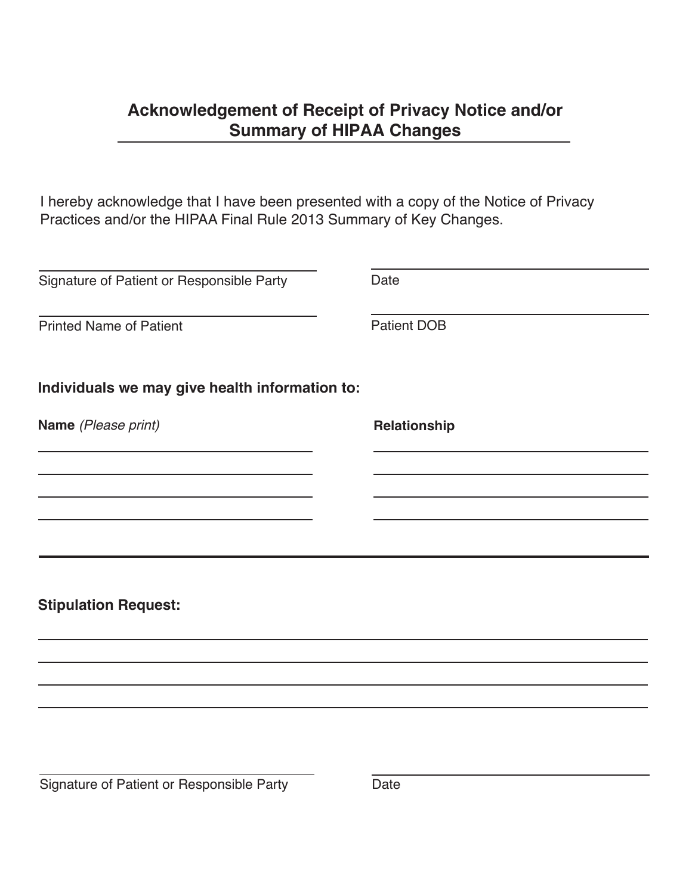# Acknowledgement of Receipt of Privacy Notice and/or Summary of HIPAA Changes

I hereby acknowledge that I have been presented with a copy of the Notice of Privacy Practices and/or the HIPAA Final Rule 2013 Summary of Key Changes.

| | |
|---|---|
| ______________________________ | ______________________________ |
| Signature of Patient or Responsible Party | Date |
| ______________________________ | ______________________________ |
| Printed Name of Patient | Patient DOB |

**Individuals we may give health information to:**

| **Name** *(Please print)* | **Relationship** |
|---|---|
| | |
| | |
| | |
| | |

---

**Stipulation Request:**

______________________________________________________________

______________________________________________________________

______________________________________________________________

______________________________________________________________

| | |
|---|---|
| ______________________________ | ______________________________ |
| Signature of Patient or Responsible Party | Date |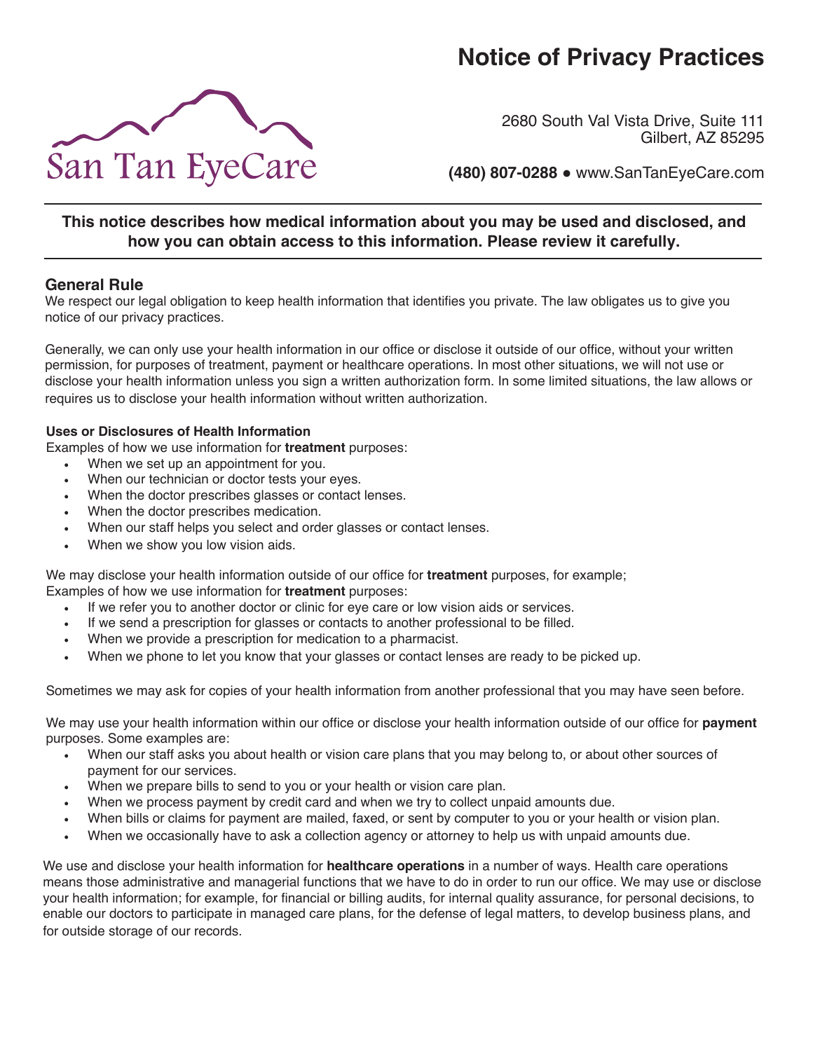# Notice of Privacy Practices

San Tan EyeCare

2680 South Val Vista Drive, Suite 111
Gilbert, AZ 85295

**(480) 807-0288** ● www.SanTanEyeCare.com

**This notice describes how medical information about you may be used and disclosed, and how you can obtain access to this information. Please review it carefully.**

## General Rule

We respect our legal obligation to keep health information that identifies you private. The law obligates us to give you notice of our privacy practices.

Generally, we can only use your health information in our office or disclose it outside of our office, without your written permission, for purposes of treatment, payment or healthcare operations. In most other situations, we will not use or disclose your health information unless you sign a written authorization form. In some limited situations, the law allows or requires us to disclose your health information without written authorization.

### Uses or Disclosures of Health Information

Examples of how we use information for **treatment** purposes:

- When we set up an appointment for you.
- When our technician or doctor tests your eyes.
- When the doctor prescribes glasses or contact lenses.
- When the doctor prescribes medication.
- When our staff helps you select and order glasses or contact lenses.
- When we show you low vision aids.

We may disclose your health information outside of our office for **treatment** purposes, for example;
Examples of how we use information for **treatment** purposes:

- If we refer you to another doctor or clinic for eye care or low vision aids or services.
- If we send a prescription for glasses or contacts to another professional to be filled.
- When we provide a prescription for medication to a pharmacist.
- When we phone to let you know that your glasses or contact lenses are ready to be picked up.

Sometimes we may ask for copies of your health information from another professional that you may have seen before.

We may use your health information within our office or disclose your health information outside of our office for **payment** purposes. Some examples are:

- When our staff asks you about health or vision care plans that you may belong to, or about other sources of payment for our services.
- When we prepare bills to send to you or your health or vision care plan.
- When we process payment by credit card and when we try to collect unpaid amounts due.
- When bills or claims for payment are mailed, faxed, or sent by computer to you or your health or vision plan.
- When we occasionally have to ask a collection agency or attorney to help us with unpaid amounts due.

We use and disclose your health information for **healthcare operations** in a number of ways. Health care operations means those administrative and managerial functions that we have to do in order to run our office. We may use or disclose your health information; for example, for financial or billing audits, for internal quality assurance, for personal decisions, to enable our doctors to participate in managed care plans, for the defense of legal matters, to develop business plans, and for outside storage of our records.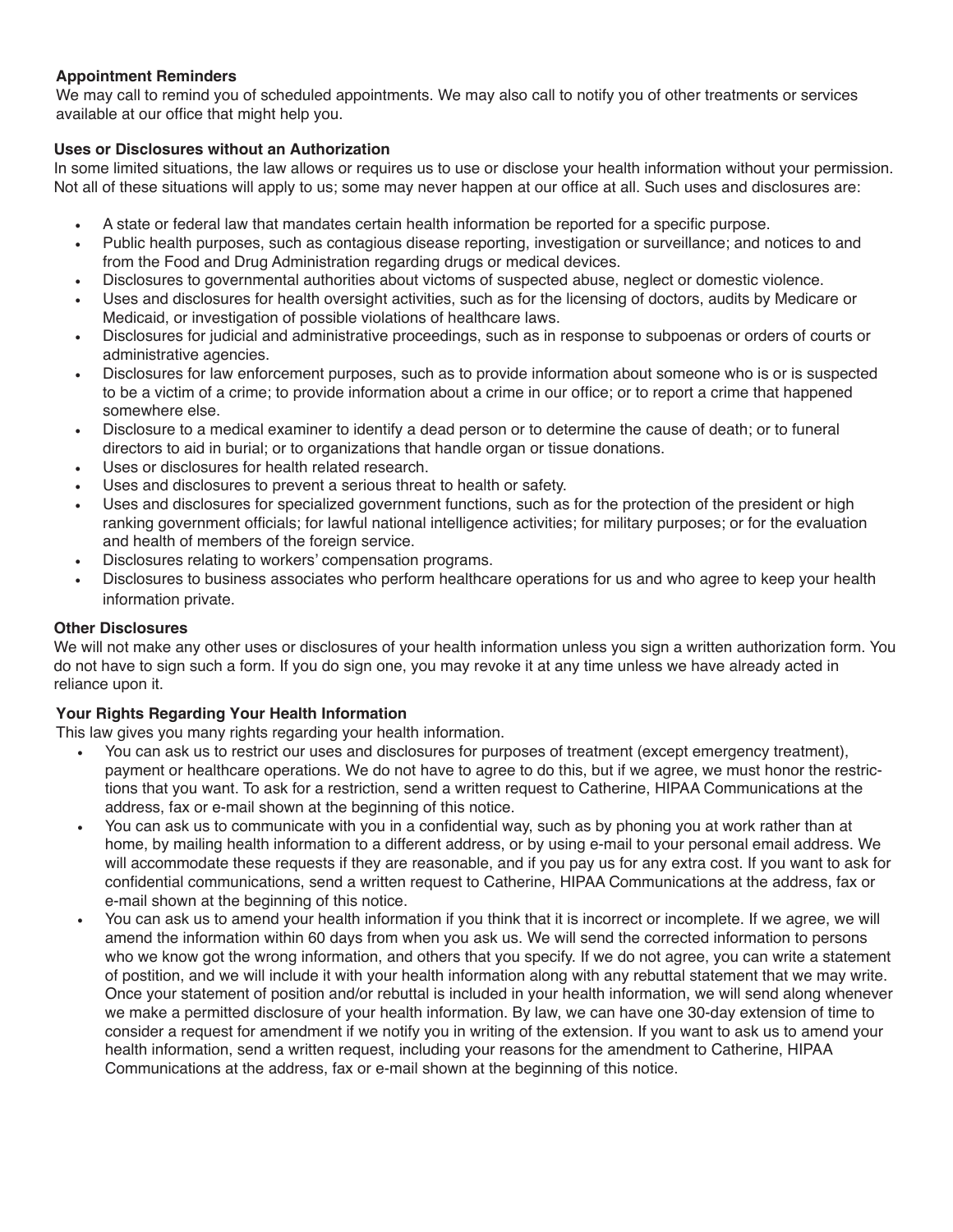**Appointment Reminders**

We may call to remind you of scheduled appointments. We may also call to notify you of other treatments or services available at our office that might help you.

**Uses or Disclosures without an Authorization**

In some limited situations, the law allows or requires us to use or disclose your health information without your permission. Not all of these situations will apply to us; some may never happen at our office at all. Such uses and disclosures are:

- A state or federal law that mandates certain health information be reported for a specific purpose.
- Public health purposes, such as contagious disease reporting, investigation or surveillance; and notices to and from the Food and Drug Administration regarding drugs or medical devices.
- Disclosures to governmental authorities about victoms of suspected abuse, neglect or domestic violence.
- Uses and disclosures for health oversight activities, such as for the licensing of doctors, audits by Medicare or Medicaid, or investigation of possible violations of healthcare laws.
- Disclosures for judicial and administrative proceedings, such as in response to subpoenas or orders of courts or administrative agencies.
- Disclosures for law enforcement purposes, such as to provide information about someone who is or is suspected to be a victim of a crime; to provide information about a crime in our office; or to report a crime that happened somewhere else.
- Disclosure to a medical examiner to identify a dead person or to determine the cause of death; or to funeral directors to aid in burial; or to organizations that handle organ or tissue donations.
- Uses or disclosures for health related research.
- Uses and disclosures to prevent a serious threat to health or safety.
- Uses and disclosures for specialized government functions, such as for the protection of the president or high ranking government officials; for lawful national intelligence activities; for military purposes; or for the evaluation and health of members of the foreign service.
- Disclosures relating to workers' compensation programs.
- Disclosures to business associates who perform healthcare operations for us and who agree to keep your health information private.

**Other Disclosures**

We will not make any other uses or disclosures of your health information unless you sign a written authorization form. You do not have to sign such a form. If you do sign one, you may revoke it at any time unless we have already acted in reliance upon it.

**Your Rights Regarding Your Health Information**

This law gives you many rights regarding your health information.

- You can ask us to restrict our uses and disclosures for purposes of treatment (except emergency treatment), payment or healthcare operations. We do not have to agree to do this, but if we agree, we must honor the restrictions that you want. To ask for a restriction, send a written request to Catherine, HIPAA Communications at the address, fax or e-mail shown at the beginning of this notice.
- You can ask us to communicate with you in a confidential way, such as by phoning you at work rather than at home, by mailing health information to a different address, or by using e-mail to your personal email address. We will accommodate these requests if they are reasonable, and if you pay us for any extra cost. If you want to ask for confidential communications, send a written request to Catherine, HIPAA Communications at the address, fax or e-mail shown at the beginning of this notice.
- You can ask us to amend your health information if you think that it is incorrect or incomplete. If we agree, we will amend the information within 60 days from when you ask us. We will send the corrected information to persons who we know got the wrong information, and others that you specify. If we do not agree, you can write a statement of postition, and we will include it with your health information along with any rebuttal statement that we may write. Once your statement of position and/or rebuttal is included in your health information, we will send along whenever we make a permitted disclosure of your health information. By law, we can have one 30-day extension of time to consider a request for amendment if we notify you in writing of the extension. If you want to ask us to amend your health information, send a written request, including your reasons for the amendment to Catherine, HIPAA Communications at the address, fax or e-mail shown at the beginning of this notice.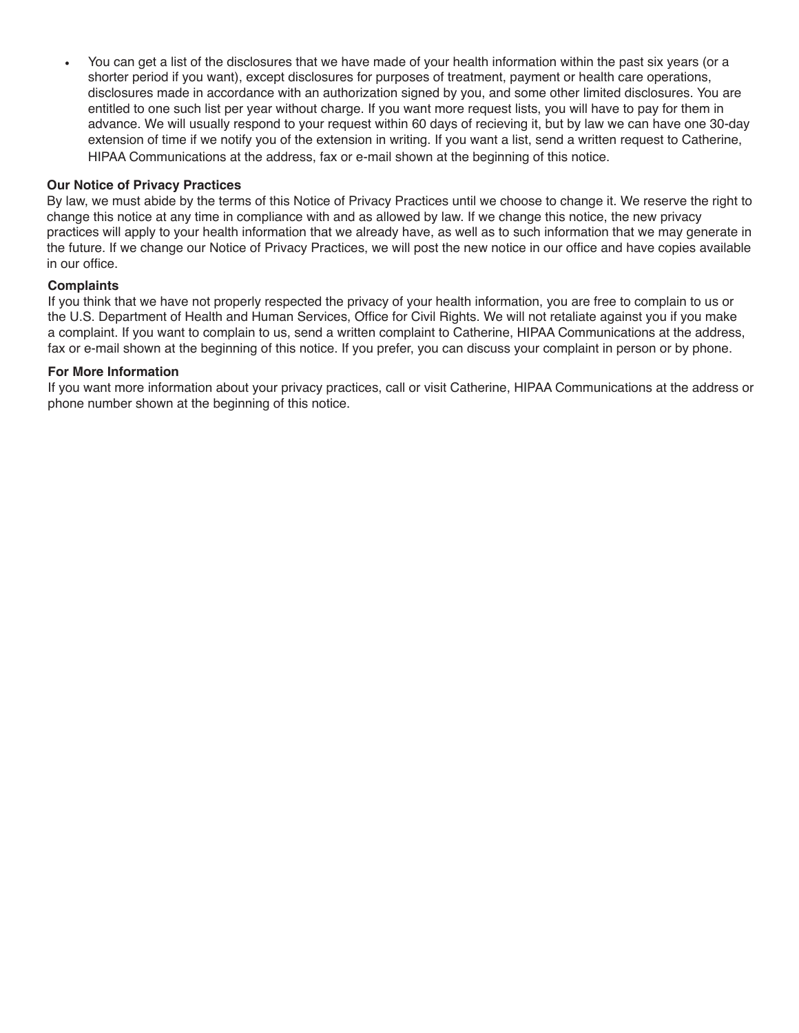- You can get a list of the disclosures that we have made of your health information within the past six years (or a shorter period if you want), except disclosures for purposes of treatment, payment or health care operations, disclosures made in accordance with an authorization signed by you, and some other limited disclosures. You are entitled to one such list per year without charge. If you want more request lists, you will have to pay for them in advance. We will usually respond to your request within 60 days of recieving it, but by law we can have one 30-day extension of time if we notify you of the extension in writing. If you want a list, send a written request to Catherine, HIPAA Communications at the address, fax or e-mail shown at the beginning of this notice.

**Our Notice of Privacy Practices**

By law, we must abide by the terms of this Notice of Privacy Practices until we choose to change it. We reserve the right to change this notice at any time in compliance with and as allowed by law. If we change this notice, the new privacy practices will apply to your health information that we already have, as well as to such information that we may generate in the future. If we change our Notice of Privacy Practices, we will post the new notice in our office and have copies available in our office.

**Complaints**

If you think that we have not properly respected the privacy of your health information, you are free to complain to us or the U.S. Department of Health and Human Services, Office for Civil Rights. We will not retaliate against you if you make a complaint. If you want to complain to us, send a written complaint to Catherine, HIPAA Communications at the address, fax or e-mail shown at the beginning of this notice. If you prefer, you can discuss your complaint in person or by phone.

**For More Information**

If you want more information about your privacy practices, call or visit Catherine, HIPAA Communications at the address or phone number shown at the beginning of this notice.